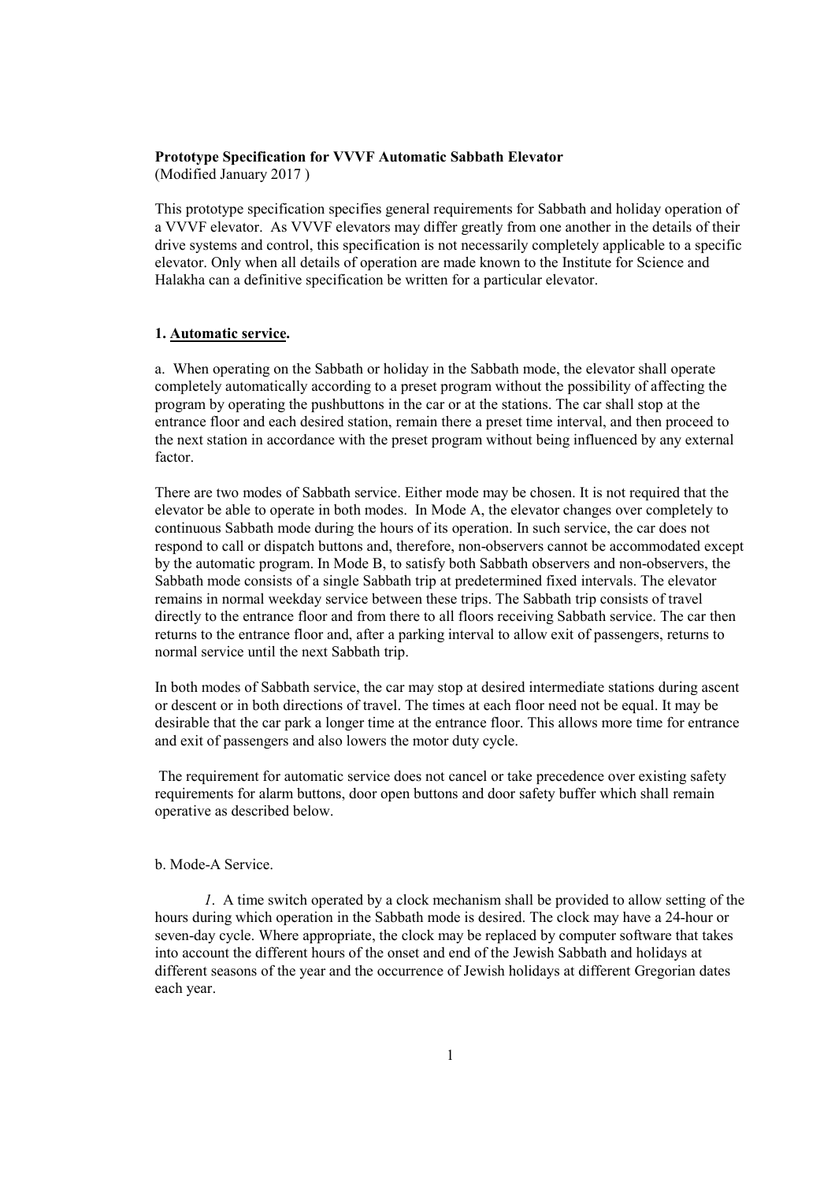**Prototype Specification for VVVF Automatic Sabbath Elevator**
(Modified January 2017 )

This prototype specification specifies general requirements for Sabbath and holiday operation of a VVVF elevator. As VVVF elevators may differ greatly from one another in the details of their drive systems and control, this specification is not necessarily completely applicable to a specific elevator. Only when all details of operation are made known to the Institute for Science and Halakha can a definitive specification be written for a particular elevator.

**1. Automatic service.**

a. When operating on the Sabbath or holiday in the Sabbath mode, the elevator shall operate completely automatically according to a preset program without the possibility of affecting the program by operating the pushbuttons in the car or at the stations. The car shall stop at the entrance floor and each desired station, remain there a preset time interval, and then proceed to the next station in accordance with the preset program without being influenced by any external factor.

There are two modes of Sabbath service. Either mode may be chosen. It is not required that the elevator be able to operate in both modes. In Mode A, the elevator changes over completely to continuous Sabbath mode during the hours of its operation. In such service, the car does not respond to call or dispatch buttons and, therefore, non-observers cannot be accommodated except by the automatic program. In Mode B, to satisfy both Sabbath observers and non-observers, the Sabbath mode consists of a single Sabbath trip at predetermined fixed intervals. The elevator remains in normal weekday service between these trips. The Sabbath trip consists of travel directly to the entrance floor and from there to all floors receiving Sabbath service. The car then returns to the entrance floor and, after a parking interval to allow exit of passengers, returns to normal service until the next Sabbath trip.

In both modes of Sabbath service, the car may stop at desired intermediate stations during ascent or descent or in both directions of travel. The times at each floor need not be equal. It may be desirable that the car park a longer time at the entrance floor. This allows more time for entrance and exit of passengers and also lowers the motor duty cycle.

The requirement for automatic service does not cancel or take precedence over existing safety requirements for alarm buttons, door open buttons and door safety buffer which shall remain operative as described below.

b. Mode-A Service.

*1*. A time switch operated by a clock mechanism shall be provided to allow setting of the hours during which operation in the Sabbath mode is desired. The clock may have a 24-hour or seven-day cycle. Where appropriate, the clock may be replaced by computer software that takes into account the different hours of the onset and end of the Jewish Sabbath and holidays at different seasons of the year and the occurrence of Jewish holidays at different Gregorian dates each year.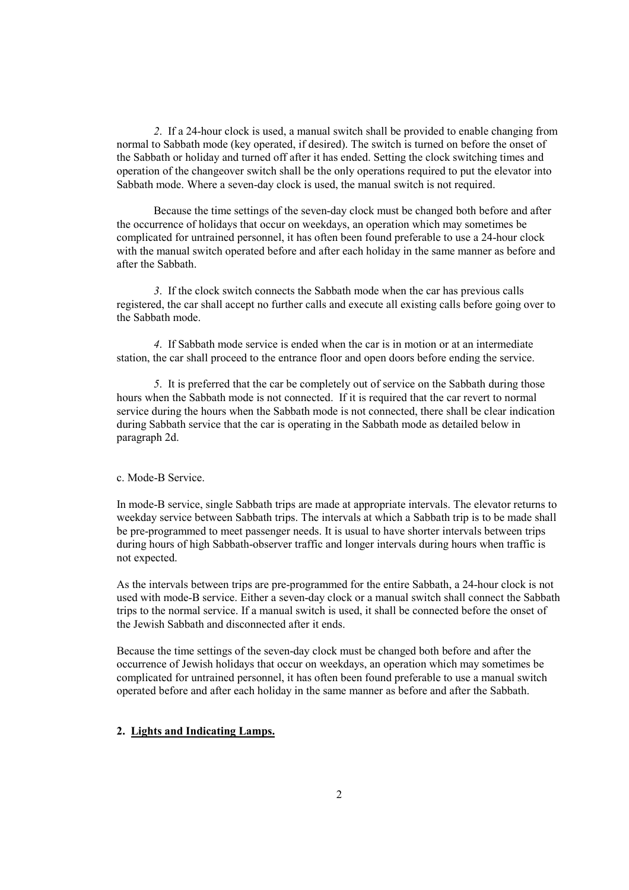*2*. If a 24-hour clock is used, a manual switch shall be provided to enable changing from normal to Sabbath mode (key operated, if desired). The switch is turned on before the onset of the Sabbath or holiday and turned off after it has ended. Setting the clock switching times and operation of the changeover switch shall be the only operations required to put the elevator into Sabbath mode. Where a seven-day clock is used, the manual switch is not required.

Because the time settings of the seven-day clock must be changed both before and after the occurrence of holidays that occur on weekdays, an operation which may sometimes be complicated for untrained personnel, it has often been found preferable to use a 24-hour clock with the manual switch operated before and after each holiday in the same manner as before and after the Sabbath.

*3*. If the clock switch connects the Sabbath mode when the car has previous calls registered, the car shall accept no further calls and execute all existing calls before going over to the Sabbath mode.

*4*. If Sabbath mode service is ended when the car is in motion or at an intermediate station, the car shall proceed to the entrance floor and open doors before ending the service.

*5*. It is preferred that the car be completely out of service on the Sabbath during those hours when the Sabbath mode is not connected. If it is required that the car revert to normal service during the hours when the Sabbath mode is not connected, there shall be clear indication during Sabbath service that the car is operating in the Sabbath mode as detailed below in paragraph 2d.

c. Mode-B Service.

In mode-B service, single Sabbath trips are made at appropriate intervals. The elevator returns to weekday service between Sabbath trips. The intervals at which a Sabbath trip is to be made shall be pre-programmed to meet passenger needs. It is usual to have shorter intervals between trips during hours of high Sabbath-observer traffic and longer intervals during hours when traffic is not expected.

As the intervals between trips are pre-programmed for the entire Sabbath, a 24-hour clock is not used with mode-B service. Either a seven-day clock or a manual switch shall connect the Sabbath trips to the normal service. If a manual switch is used, it shall be connected before the onset of the Jewish Sabbath and disconnected after it ends.

Because the time settings of the seven-day clock must be changed both before and after the occurrence of Jewish holidays that occur on weekdays, an operation which may sometimes be complicated for untrained personnel, it has often been found preferable to use a manual switch operated before and after each holiday in the same manner as before and after the Sabbath.

**2. Lights and Indicating Lamps.**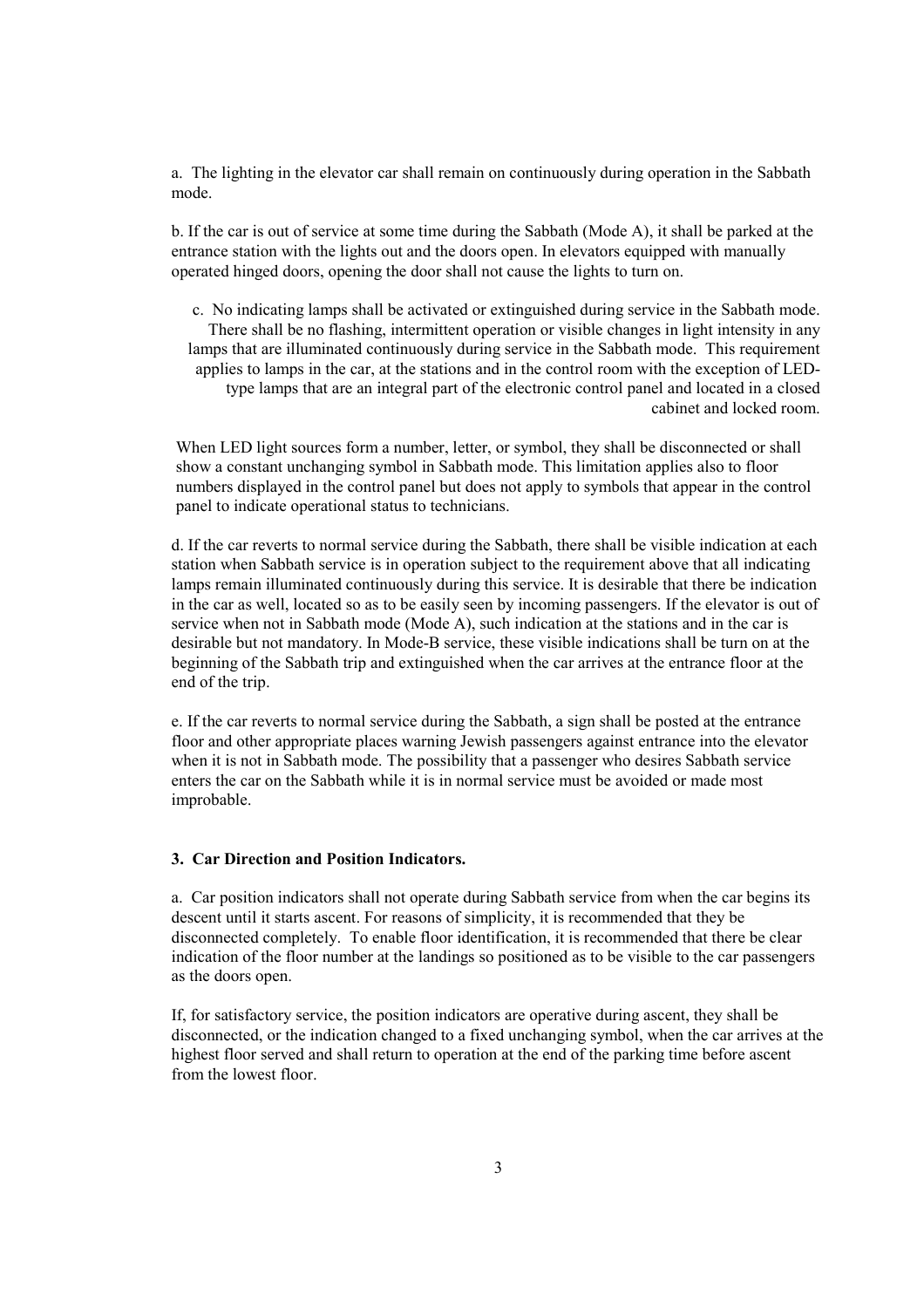a. The lighting in the elevator car shall remain on continuously during operation in the Sabbath mode.

b. If the car is out of service at some time during the Sabbath (Mode A), it shall be parked at the entrance station with the lights out and the doors open. In elevators equipped with manually operated hinged doors, opening the door shall not cause the lights to turn on.

c. No indicating lamps shall be activated or extinguished during service in the Sabbath mode. There shall be no flashing, intermittent operation or visible changes in light intensity in any lamps that are illuminated continuously during service in the Sabbath mode. This requirement applies to lamps in the car, at the stations and in the control room with the exception of LED-type lamps that are an integral part of the electronic control panel and located in a closed cabinet and locked room.

When LED light sources form a number, letter, or symbol, they shall be disconnected or shall show a constant unchanging symbol in Sabbath mode. This limitation applies also to floor numbers displayed in the control panel but does not apply to symbols that appear in the control panel to indicate operational status to technicians.

d. If the car reverts to normal service during the Sabbath, there shall be visible indication at each station when Sabbath service is in operation subject to the requirement above that all indicating lamps remain illuminated continuously during this service. It is desirable that there be indication in the car as well, located so as to be easily seen by incoming passengers. If the elevator is out of service when not in Sabbath mode (Mode A), such indication at the stations and in the car is desirable but not mandatory. In Mode-B service, these visible indications shall be turn on at the beginning of the Sabbath trip and extinguished when the car arrives at the entrance floor at the end of the trip.

e. If the car reverts to normal service during the Sabbath, a sign shall be posted at the entrance floor and other appropriate places warning Jewish passengers against entrance into the elevator when it is not in Sabbath mode. The possibility that a passenger who desires Sabbath service enters the car on the Sabbath while it is in normal service must be avoided or made most improbable.

**3. Car Direction and Position Indicators.**

a. Car position indicators shall not operate during Sabbath service from when the car begins its descent until it starts ascent. For reasons of simplicity, it is recommended that they be disconnected completely. To enable floor identification, it is recommended that there be clear indication of the floor number at the landings so positioned as to be visible to the car passengers as the doors open.

If, for satisfactory service, the position indicators are operative during ascent, they shall be disconnected, or the indication changed to a fixed unchanging symbol, when the car arrives at the highest floor served and shall return to operation at the end of the parking time before ascent from the lowest floor.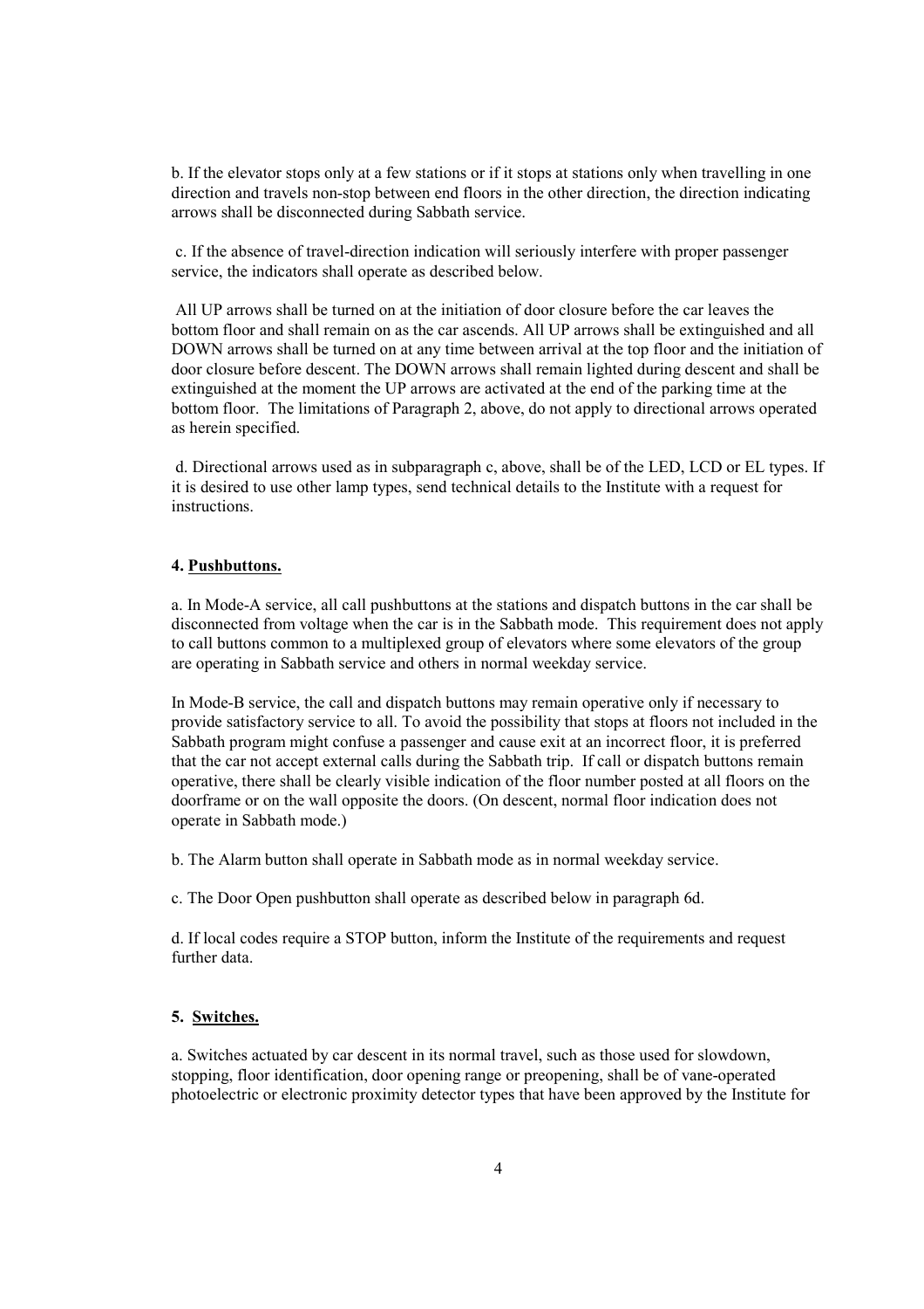b. If the elevator stops only at a few stations or if it stops at stations only when travelling in one direction and travels non-stop between end floors in the other direction, the direction indicating arrows shall be disconnected during Sabbath service.

c. If the absence of travel-direction indication will seriously interfere with proper passenger service, the indicators shall operate as described below.

All UP arrows shall be turned on at the initiation of door closure before the car leaves the bottom floor and shall remain on as the car ascends. All UP arrows shall be extinguished and all DOWN arrows shall be turned on at any time between arrival at the top floor and the initiation of door closure before descent. The DOWN arrows shall remain lighted during descent and shall be extinguished at the moment the UP arrows are activated at the end of the parking time at the bottom floor. The limitations of Paragraph 2, above, do not apply to directional arrows operated as herein specified.

d. Directional arrows used as in subparagraph c, above, shall be of the LED, LCD or EL types. If it is desired to use other lamp types, send technical details to the Institute with a request for instructions.

#### 4. Pushbuttons.

a. In Mode-A service, all call pushbuttons at the stations and dispatch buttons in the car shall be disconnected from voltage when the car is in the Sabbath mode. This requirement does not apply to call buttons common to a multiplexed group of elevators where some elevators of the group are operating in Sabbath service and others in normal weekday service.

In Mode-B service, the call and dispatch buttons may remain operative only if necessary to provide satisfactory service to all. To avoid the possibility that stops at floors not included in the Sabbath program might confuse a passenger and cause exit at an incorrect floor, it is preferred that the car not accept external calls during the Sabbath trip. If call or dispatch buttons remain operative, there shall be clearly visible indication of the floor number posted at all floors on the doorframe or on the wall opposite the doors. (On descent, normal floor indication does not operate in Sabbath mode.)

b. The Alarm button shall operate in Sabbath mode as in normal weekday service.

c. The Door Open pushbutton shall operate as described below in paragraph 6d.

d. If local codes require a STOP button, inform the Institute of the requirements and request further data.

#### 5. Switches.

a. Switches actuated by car descent in its normal travel, such as those used for slowdown, stopping, floor identification, door opening range or preopening, shall be of vane-operated photoelectric or electronic proximity detector types that have been approved by the Institute for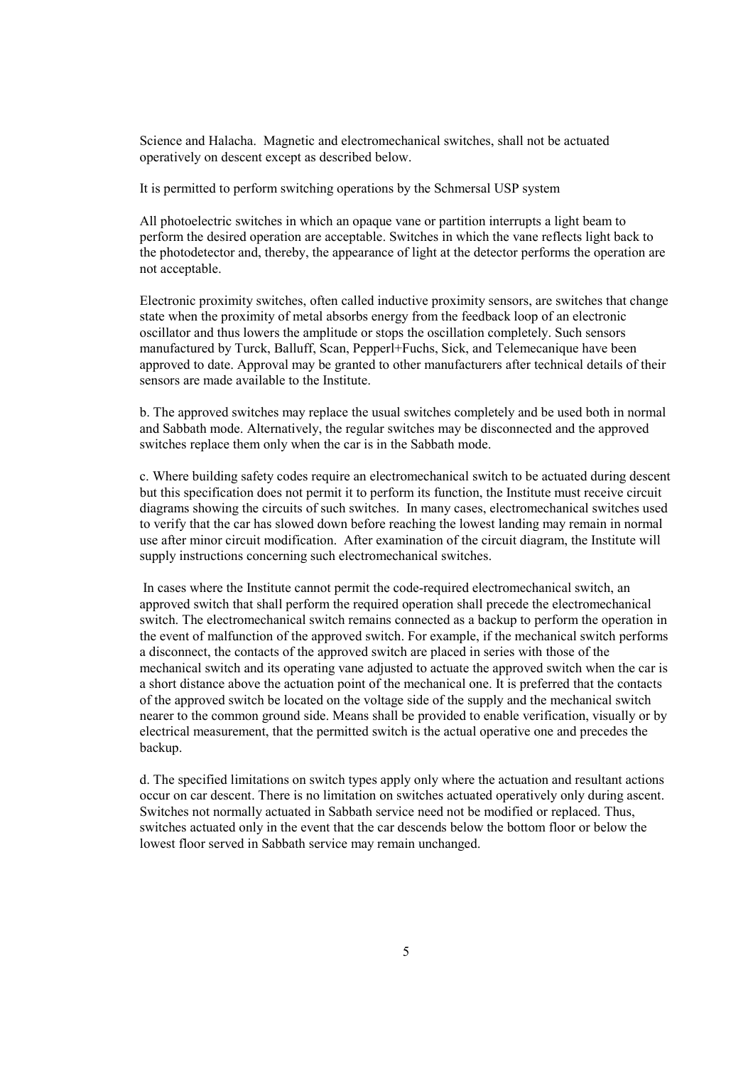Science and Halacha.  Magnetic and electromechanical switches, shall not be actuated operatively on descent except as described below.

It is permitted to perform switching operations by the Schmersal USP system

All photoelectric switches in which an opaque vane or partition interrupts a light beam to perform the desired operation are acceptable. Switches in which the vane reflects light back to the photodetector and, thereby, the appearance of light at the detector performs the operation are not acceptable.

Electronic proximity switches, often called inductive proximity sensors, are switches that change state when the proximity of metal absorbs energy from the feedback loop of an electronic oscillator and thus lowers the amplitude or stops the oscillation completely. Such sensors manufactured by Turck, Balluff, Scan, Pepperl+Fuchs, Sick, and Telemecanique have been approved to date. Approval may be granted to other manufacturers after technical details of their sensors are made available to the Institute.

b. The approved switches may replace the usual switches completely and be used both in normal and Sabbath mode. Alternatively, the regular switches may be disconnected and the approved switches replace them only when the car is in the Sabbath mode.

c. Where building safety codes require an electromechanical switch to be actuated during descent but this specification does not permit it to perform its function, the Institute must receive circuit diagrams showing the circuits of such switches.  In many cases, electromechanical switches used to verify that the car has slowed down before reaching the lowest landing may remain in normal use after minor circuit modification.  After examination of the circuit diagram, the Institute will supply instructions concerning such electromechanical switches.

In cases where the Institute cannot permit the code-required electromechanical switch, an approved switch that shall perform the required operation shall precede the electromechanical switch. The electromechanical switch remains connected as a backup to perform the operation in the event of malfunction of the approved switch. For example, if the mechanical switch performs a disconnect, the contacts of the approved switch are placed in series with those of the mechanical switch and its operating vane adjusted to actuate the approved switch when the car is a short distance above the actuation point of the mechanical one. It is preferred that the contacts of the approved switch be located on the voltage side of the supply and the mechanical switch nearer to the common ground side. Means shall be provided to enable verification, visually or by electrical measurement, that the permitted switch is the actual operative one and precedes the backup.

d. The specified limitations on switch types apply only where the actuation and resultant actions occur on car descent. There is no limitation on switches actuated operatively only during ascent. Switches not normally actuated in Sabbath service need not be modified or replaced. Thus, switches actuated only in the event that the car descends below the bottom floor or below the lowest floor served in Sabbath service may remain unchanged.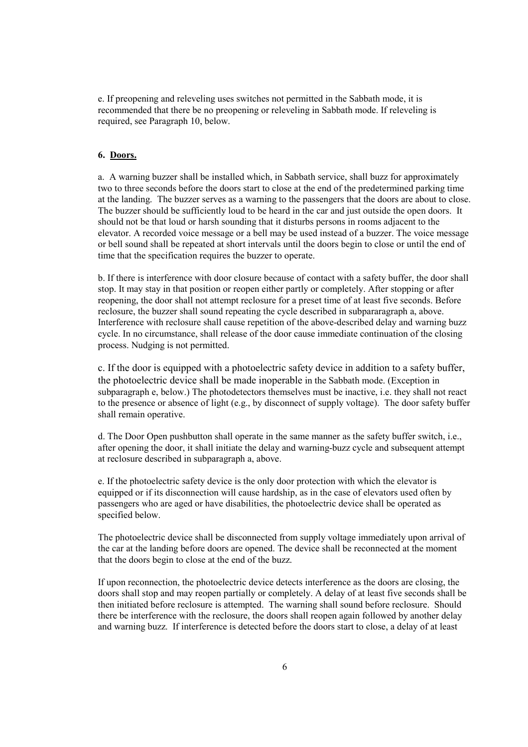e. If preopening and releveling uses switches not permitted in the Sabbath mode, it is recommended that there be no preopening or releveling in Sabbath mode. If releveling is required, see Paragraph 10, below.

**6. Doors.**

a. A warning buzzer shall be installed which, in Sabbath service, shall buzz for approximately two to three seconds before the doors start to close at the end of the predetermined parking time at the landing. The buzzer serves as a warning to the passengers that the doors are about to close. The buzzer should be sufficiently loud to be heard in the car and just outside the open doors. It should not be that loud or harsh sounding that it disturbs persons in rooms adjacent to the elevator. A recorded voice message or a bell may be used instead of a buzzer. The voice message or bell sound shall be repeated at short intervals until the doors begin to close or until the end of time that the specification requires the buzzer to operate.

b. If there is interference with door closure because of contact with a safety buffer, the door shall stop. It may stay in that position or reopen either partly or completely. After stopping or after reopening, the door shall not attempt reclosure for a preset time of at least five seconds. Before reclosure, the buzzer shall sound repeating the cycle described in subpararagraph a, above. Interference with reclosure shall cause repetition of the above-described delay and warning buzz cycle. In no circumstance, shall release of the door cause immediate continuation of the closing process. Nudging is not permitted.

c. If the door is equipped with a photoelectric safety device in addition to a safety buffer, the photoelectric device shall be made inoperable in the Sabbath mode. (Exception in subparagraph e, below.) The photodetectors themselves must be inactive, i.e. they shall not react to the presence or absence of light (e.g., by disconnect of supply voltage). The door safety buffer shall remain operative.

d. The Door Open pushbutton shall operate in the same manner as the safety buffer switch, i.e., after opening the door, it shall initiate the delay and warning-buzz cycle and subsequent attempt at reclosure described in subparagraph a, above.

e. If the photoelectric safety device is the only door protection with which the elevator is equipped or if its disconnection will cause hardship, as in the case of elevators used often by passengers who are aged or have disabilities, the photoelectric device shall be operated as specified below.

The photoelectric device shall be disconnected from supply voltage immediately upon arrival of the car at the landing before doors are opened. The device shall be reconnected at the moment that the doors begin to close at the end of the buzz.

If upon reconnection, the photoelectric device detects interference as the doors are closing, the doors shall stop and may reopen partially or completely. A delay of at least five seconds shall be then initiated before reclosure is attempted. The warning shall sound before reclosure. Should there be interference with the reclosure, the doors shall reopen again followed by another delay and warning buzz. If interference is detected before the doors start to close, a delay of at least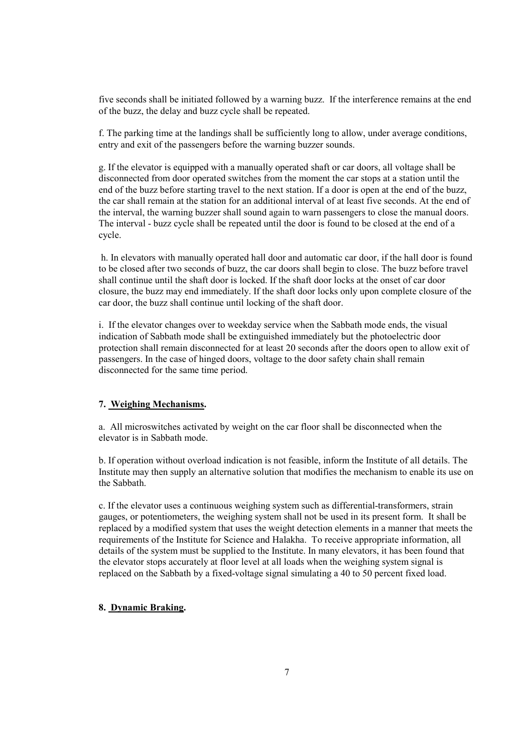five seconds shall be initiated followed by a warning buzz. If the interference remains at the end of the buzz, the delay and buzz cycle shall be repeated.

f. The parking time at the landings shall be sufficiently long to allow, under average conditions, entry and exit of the passengers before the warning buzzer sounds.

g. If the elevator is equipped with a manually operated shaft or car doors, all voltage shall be disconnected from door operated switches from the moment the car stops at a station until the end of the buzz before starting travel to the next station. If a door is open at the end of the buzz, the car shall remain at the station for an additional interval of at least five seconds. At the end of the interval, the warning buzzer shall sound again to warn passengers to close the manual doors. The interval - buzz cycle shall be repeated until the door is found to be closed at the end of a cycle.

h. In elevators with manually operated hall door and automatic car door, if the hall door is found to be closed after two seconds of buzz, the car doors shall begin to close. The buzz before travel shall continue until the shaft door is locked. If the shaft door locks at the onset of car door closure, the buzz may end immediately. If the shaft door locks only upon complete closure of the car door, the buzz shall continue until locking of the shaft door.

i. If the elevator changes over to weekday service when the Sabbath mode ends, the visual indication of Sabbath mode shall be extinguished immediately but the photoelectric door protection shall remain disconnected for at least 20 seconds after the doors open to allow exit of passengers. In the case of hinged doors, voltage to the door safety chain shall remain disconnected for the same time period.

**7. Weighing Mechanisms.**

a. All microswitches activated by weight on the car floor shall be disconnected when the elevator is in Sabbath mode.

b. If operation without overload indication is not feasible, inform the Institute of all details. The Institute may then supply an alternative solution that modifies the mechanism to enable its use on the Sabbath.

c. If the elevator uses a continuous weighing system such as differential-transformers, strain gauges, or potentiometers, the weighing system shall not be used in its present form. It shall be replaced by a modified system that uses the weight detection elements in a manner that meets the requirements of the Institute for Science and Halakha. To receive appropriate information, all details of the system must be supplied to the Institute. In many elevators, it has been found that the elevator stops accurately at floor level at all loads when the weighing system signal is replaced on the Sabbath by a fixed-voltage signal simulating a 40 to 50 percent fixed load.

**8. Dynamic Braking.**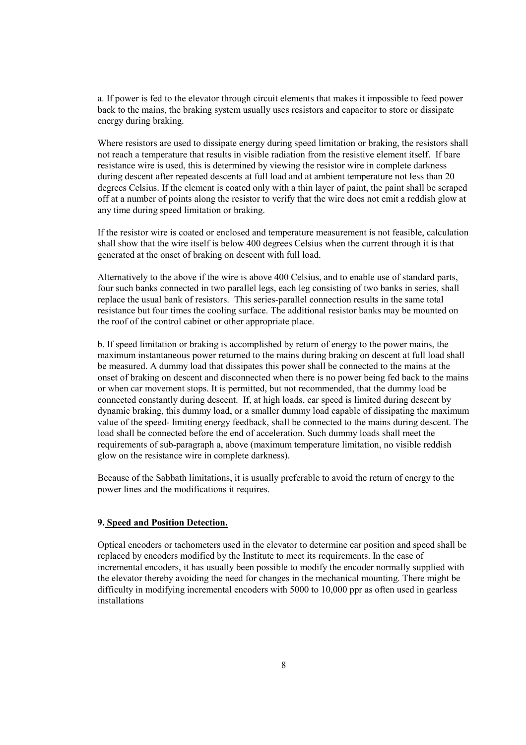a. If power is fed to the elevator through circuit elements that makes it impossible to feed power back to the mains, the braking system usually uses resistors and capacitor to store or dissipate energy during braking.

Where resistors are used to dissipate energy during speed limitation or braking, the resistors shall not reach a temperature that results in visible radiation from the resistive element itself. If bare resistance wire is used, this is determined by viewing the resistor wire in complete darkness during descent after repeated descents at full load and at ambient temperature not less than 20 degrees Celsius. If the element is coated only with a thin layer of paint, the paint shall be scraped off at a number of points along the resistor to verify that the wire does not emit a reddish glow at any time during speed limitation or braking.

If the resistor wire is coated or enclosed and temperature measurement is not feasible, calculation shall show that the wire itself is below 400 degrees Celsius when the current through it is that generated at the onset of braking on descent with full load.

Alternatively to the above if the wire is above 400 Celsius, and to enable use of standard parts, four such banks connected in two parallel legs, each leg consisting of two banks in series, shall replace the usual bank of resistors. This series-parallel connection results in the same total resistance but four times the cooling surface. The additional resistor banks may be mounted on the roof of the control cabinet or other appropriate place.

b. If speed limitation or braking is accomplished by return of energy to the power mains, the maximum instantaneous power returned to the mains during braking on descent at full load shall be measured. A dummy load that dissipates this power shall be connected to the mains at the onset of braking on descent and disconnected when there is no power being fed back to the mains or when car movement stops. It is permitted, but not recommended, that the dummy load be connected constantly during descent. If, at high loads, car speed is limited during descent by dynamic braking, this dummy load, or a smaller dummy load capable of dissipating the maximum value of the speed- limiting energy feedback, shall be connected to the mains during descent. The load shall be connected before the end of acceleration. Such dummy loads shall meet the requirements of sub-paragraph a, above (maximum temperature limitation, no visible reddish glow on the resistance wire in complete darkness).

Because of the Sabbath limitations, it is usually preferable to avoid the return of energy to the power lines and the modifications it requires.

**9. Speed and Position Detection.**

Optical encoders or tachometers used in the elevator to determine car position and speed shall be replaced by encoders modified by the Institute to meet its requirements. In the case of incremental encoders, it has usually been possible to modify the encoder normally supplied with the elevator thereby avoiding the need for changes in the mechanical mounting. There might be difficulty in modifying incremental encoders with 5000 to 10,000 ppr as often used in gearless installations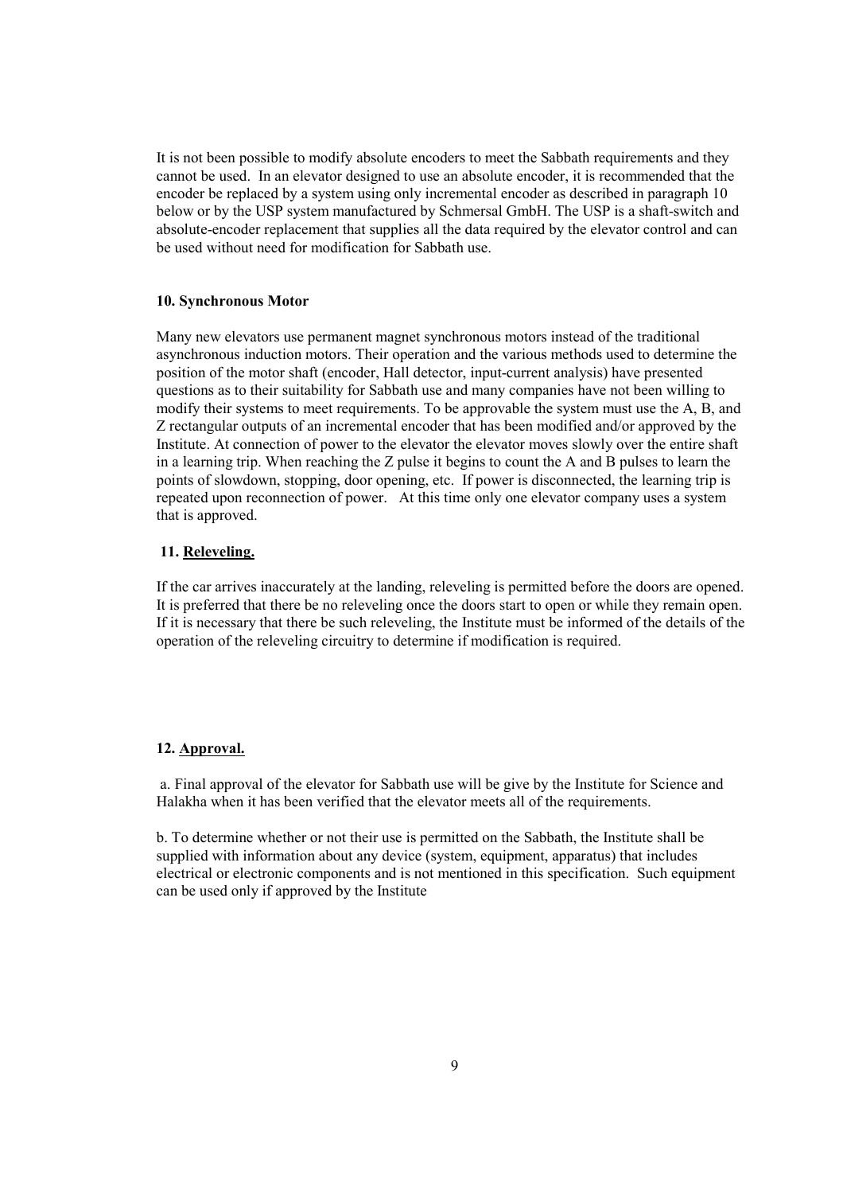It is not been possible to modify absolute encoders to meet the Sabbath requirements and they cannot be used. In an elevator designed to use an absolute encoder, it is recommended that the encoder be replaced by a system using only incremental encoder as described in paragraph 10 below or by the USP system manufactured by Schmersal GmbH. The USP is a shaft-switch and absolute-encoder replacement that supplies all the data required by the elevator control and can be used without need for modification for Sabbath use.

**10. Synchronous Motor**

Many new elevators use permanent magnet synchronous motors instead of the traditional asynchronous induction motors. Their operation and the various methods used to determine the position of the motor shaft (encoder, Hall detector, input-current analysis) have presented questions as to their suitability for Sabbath use and many companies have not been willing to modify their systems to meet requirements. To be approvable the system must use the A, B, and Z rectangular outputs of an incremental encoder that has been modified and/or approved by the Institute. At connection of power to the elevator the elevator moves slowly over the entire shaft in a learning trip. When reaching the Z pulse it begins to count the A and B pulses to learn the points of slowdown, stopping, door opening, etc. If power is disconnected, the learning trip is repeated upon reconnection of power. At this time only one elevator company uses a system that is approved.

**11. Releveling.**

If the car arrives inaccurately at the landing, releveling is permitted before the doors are opened. It is preferred that there be no releveling once the doors start to open or while they remain open. If it is necessary that there be such releveling, the Institute must be informed of the details of the operation of the releveling circuitry to determine if modification is required.

**12. Approval.**

a. Final approval of the elevator for Sabbath use will be give by the Institute for Science and Halakha when it has been verified that the elevator meets all of the requirements.

b. To determine whether or not their use is permitted on the Sabbath, the Institute shall be supplied with information about any device (system, equipment, apparatus) that includes electrical or electronic components and is not mentioned in this specification. Such equipment can be used only if approved by the Institute